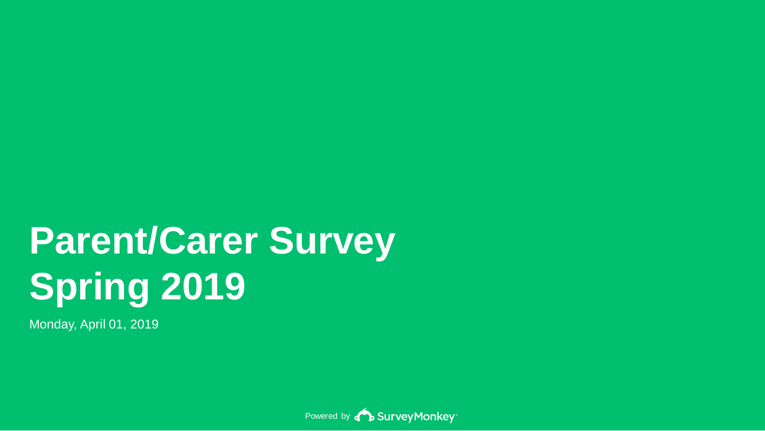# Parent/Carer Survey Spring 2019

Monday, April 01, 2019

Powered by SurveyMonkey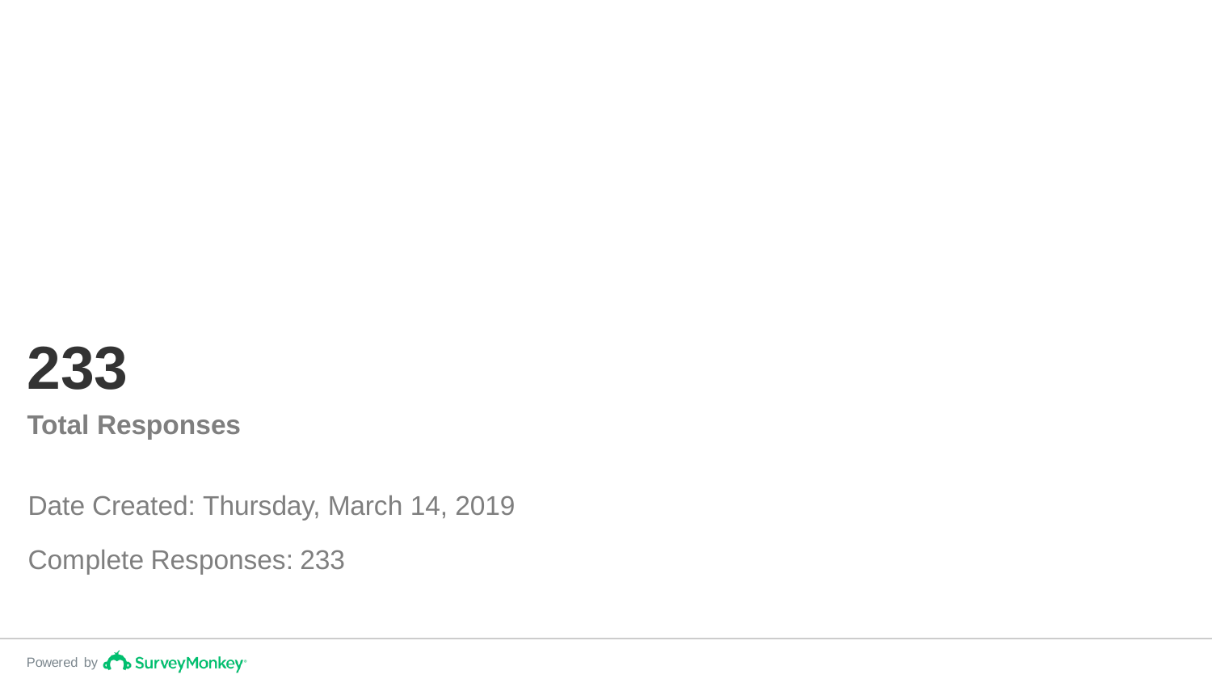# 233

**Total Responses**

Date Created: Thursday, March 14, 2019

Complete Responses: 233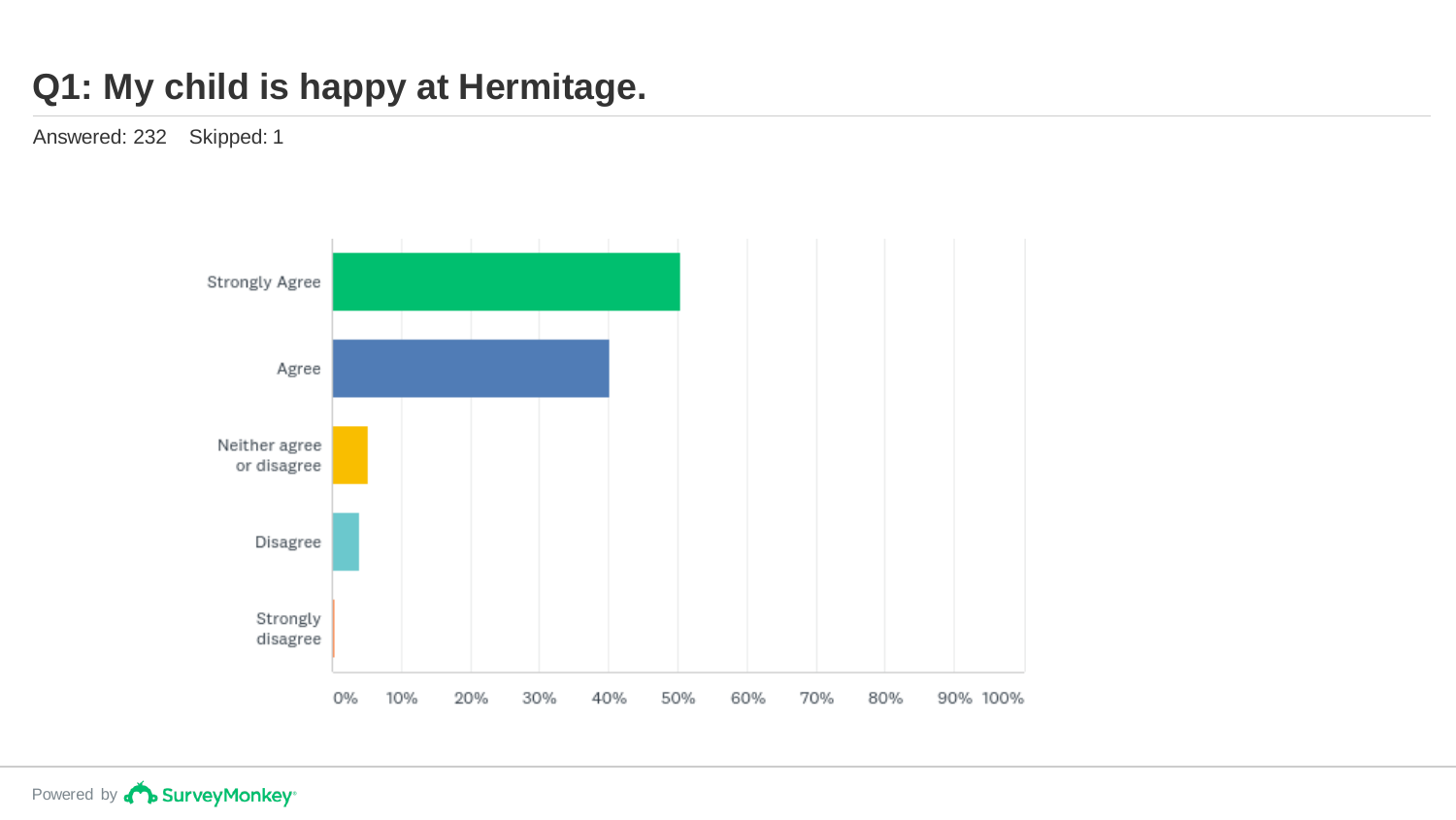# Q1: My child is happy at Hermitage.

Answered: 232 Skipped: 1

Strongly Agree

Agree

Neither agree or disagree

Disagree

Strongly disagree

0% 10% 20% 30% 40% 50% 60% 70% 80% 90% 100%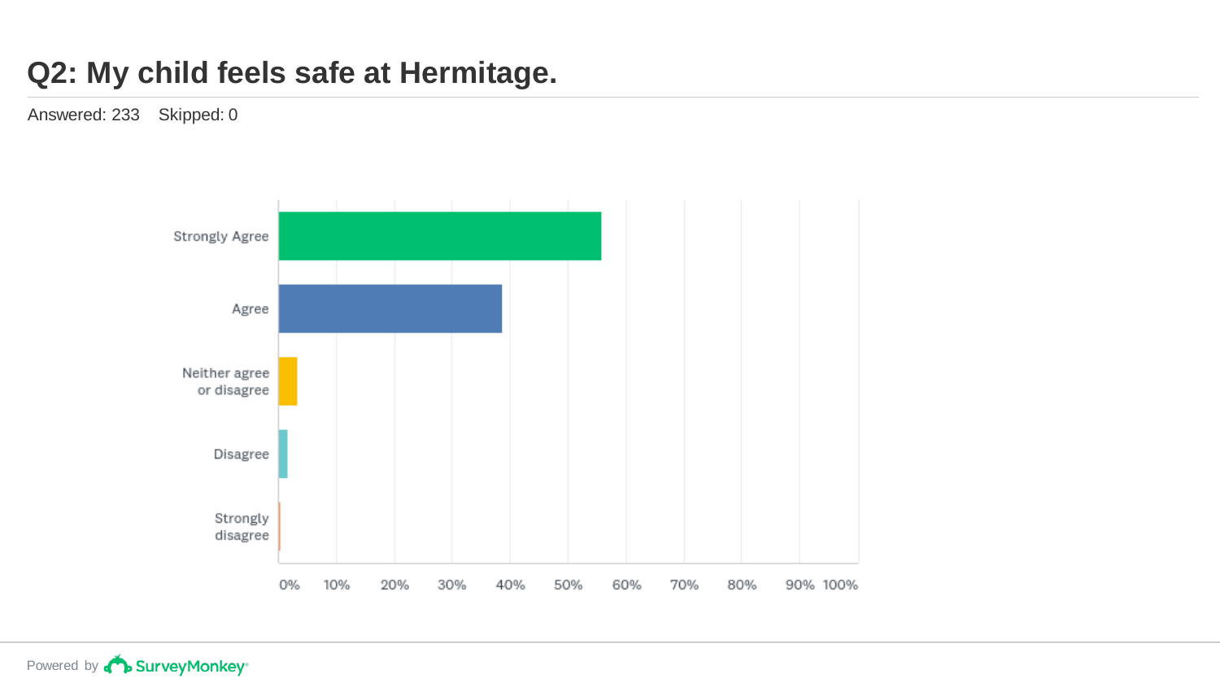# Q2: My child feels safe at Hermitage.

Answered: 233    Skipped: 0

Strongly Agree

Agree

Neither agree or disagree

Disagree

Strongly disagree

0% 10% 20% 30% 40% 50% 60% 70% 80% 90% 100%

Powered by SurveyMonkey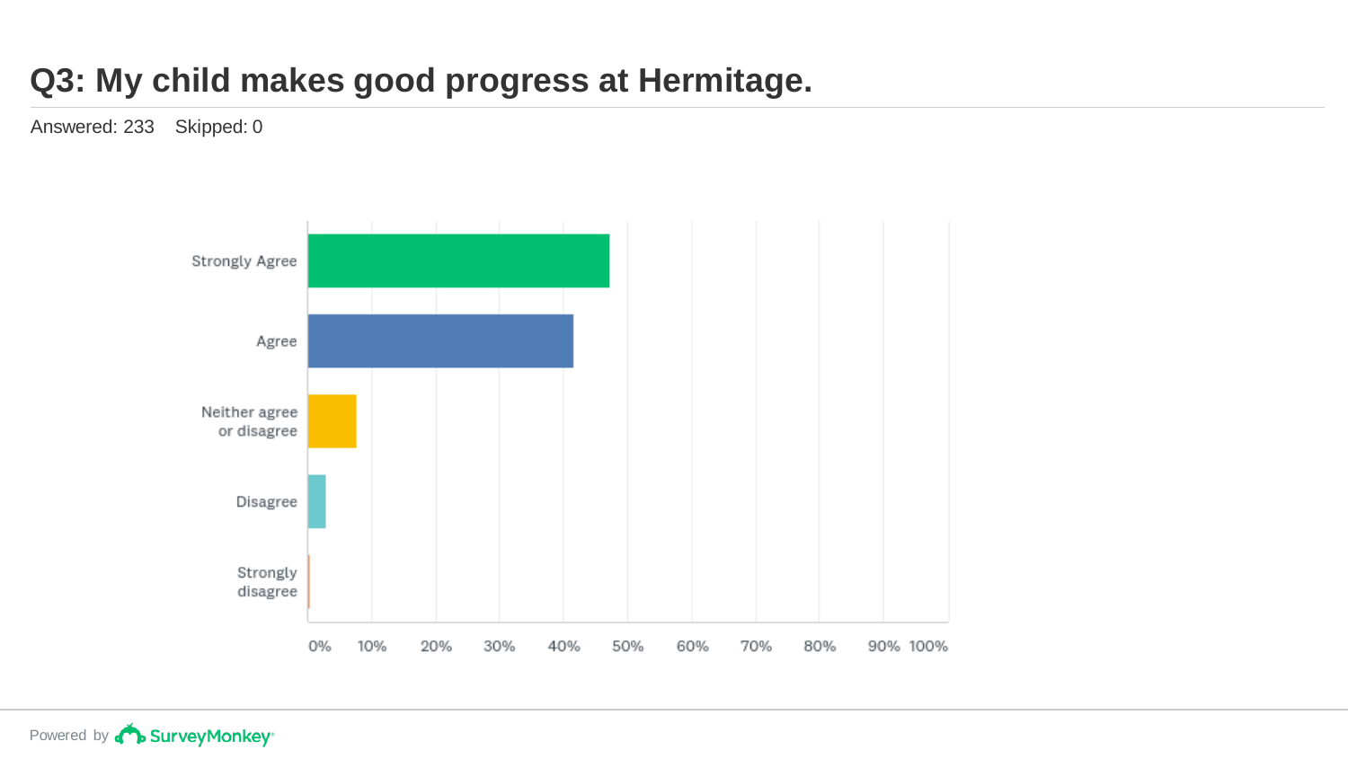# Q3: My child makes good progress at Hermitage.

Answered: 233 Skipped: 0

Strongly Agree

Agree

Neither agree or disagree

Disagree

Strongly disagree

0% 10% 20% 30% 40% 50% 60% 70% 80% 90% 100%

Powered by SurveyMonkey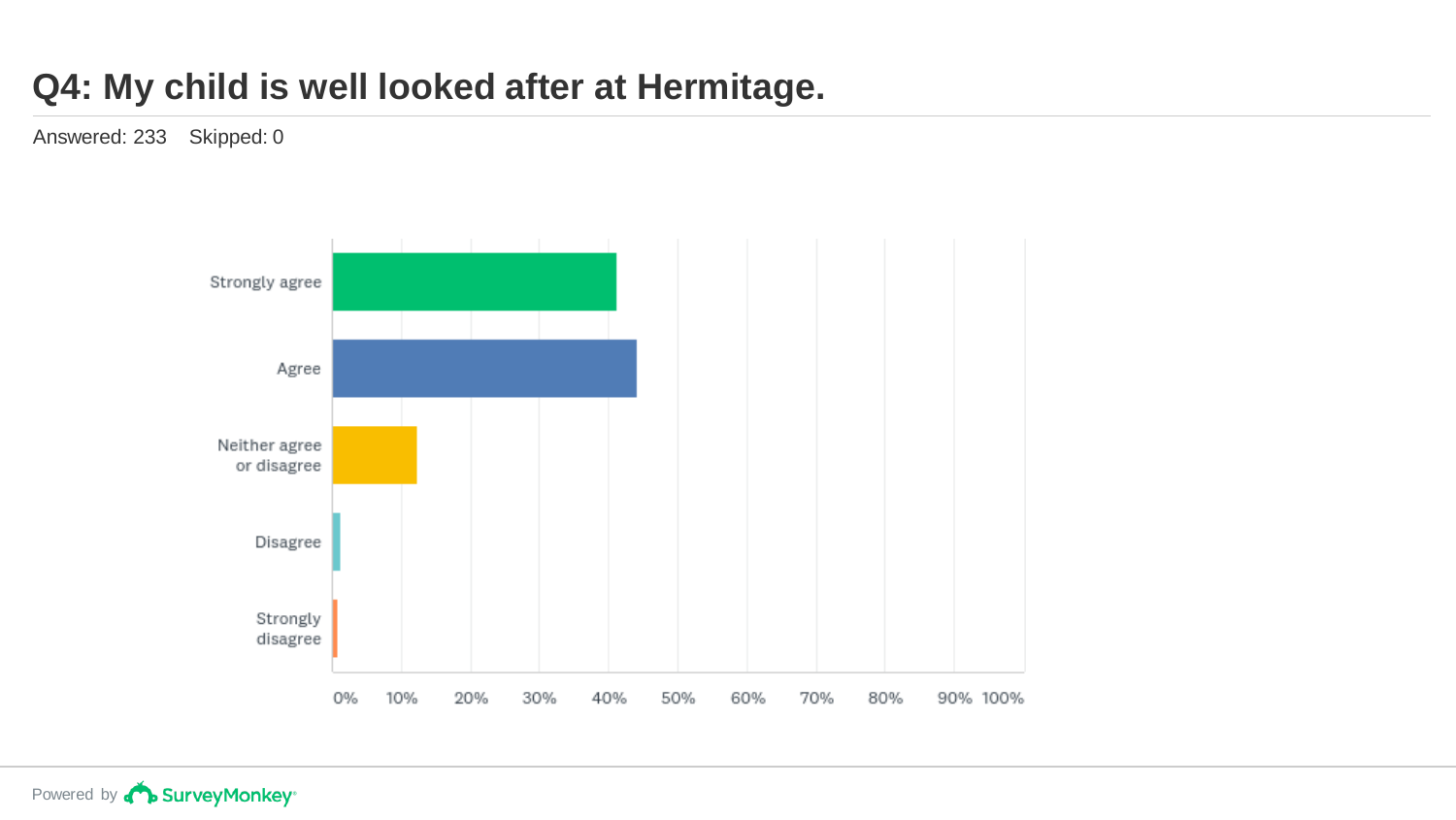# Q4: My child is well looked after at Hermitage.

Answered: 233    Skipped: 0

Strongly agree

Agree

Neither agree or disagree

Disagree

Strongly disagree

0% 10% 20% 30% 40% 50% 60% 70% 80% 90% 100%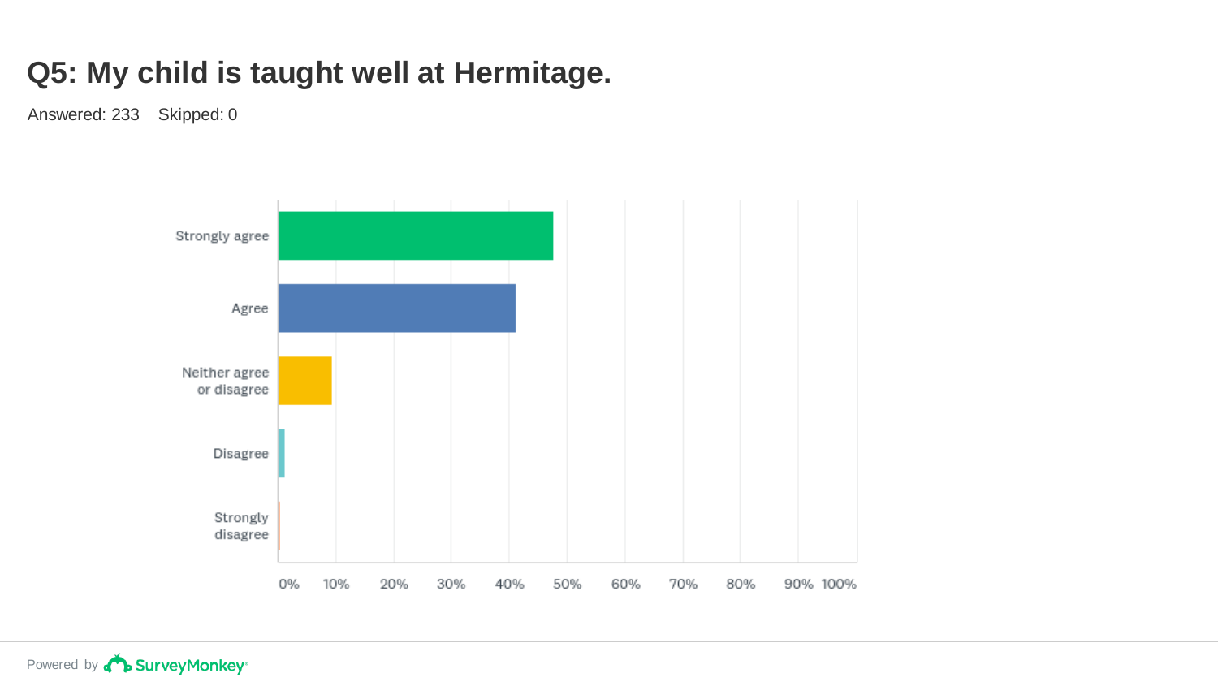# Q5: My child is taught well at Hermitage.

Answered: 233  Skipped: 0

Strongly agree

Agree

Neither agree or disagree

Disagree

Strongly disagree

0% 10% 20% 30% 40% 50% 60% 70% 80% 90% 100%

Powered by SurveyMonkey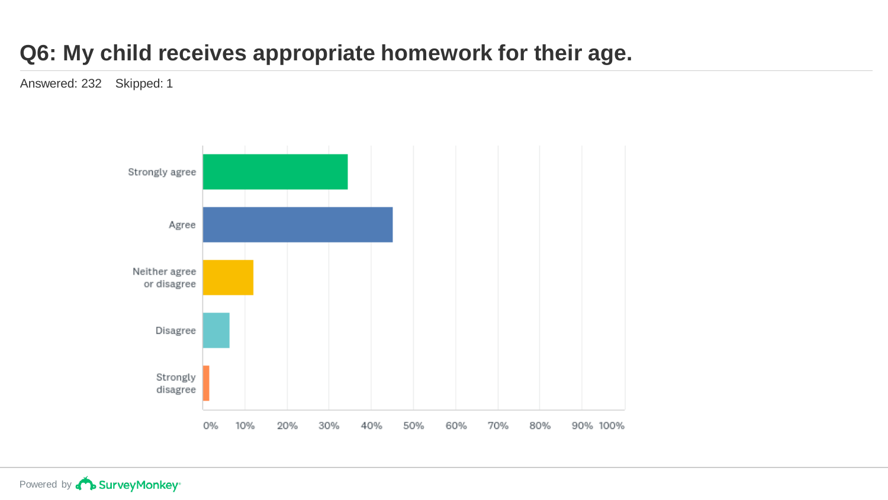# Q6: My child receives appropriate homework for their age.

Answered: 232 Skipped: 1

Strongly agree

Agree

Neither agree or disagree

Disagree

Strongly disagree

0% 10% 20% 30% 40% 50% 60% 70% 80% 90% 100%

Powered by SurveyMonkey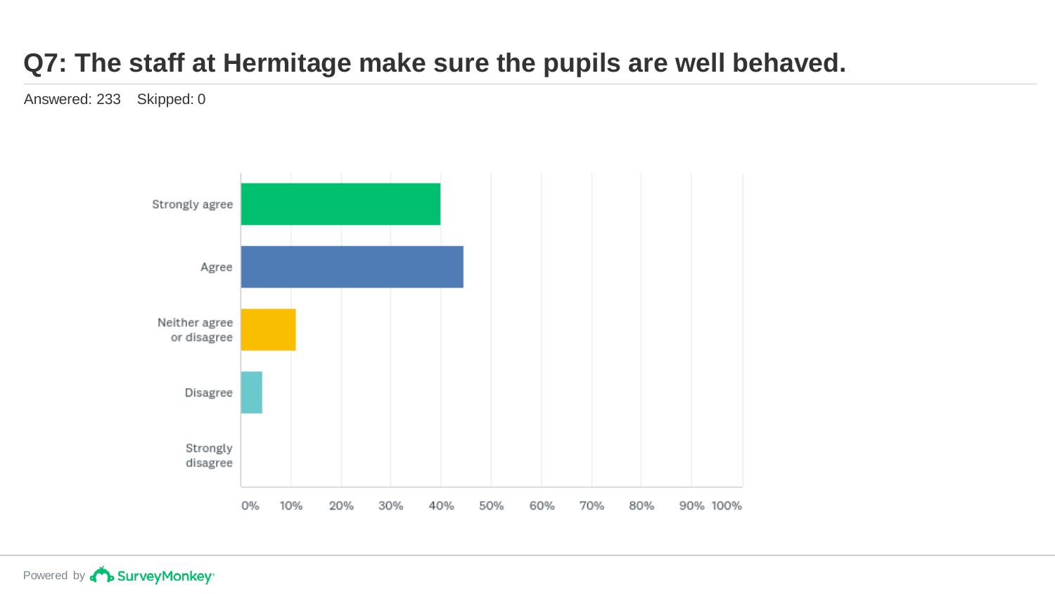# Q7: The staff at Hermitage make sure the pupils are well behaved.

Answered: 233    Skipped: 0

Strongly agree

Agree

Neither agree or disagree

Disagree

Strongly disagree

0% 10% 20% 30% 40% 50% 60% 70% 80% 90% 100%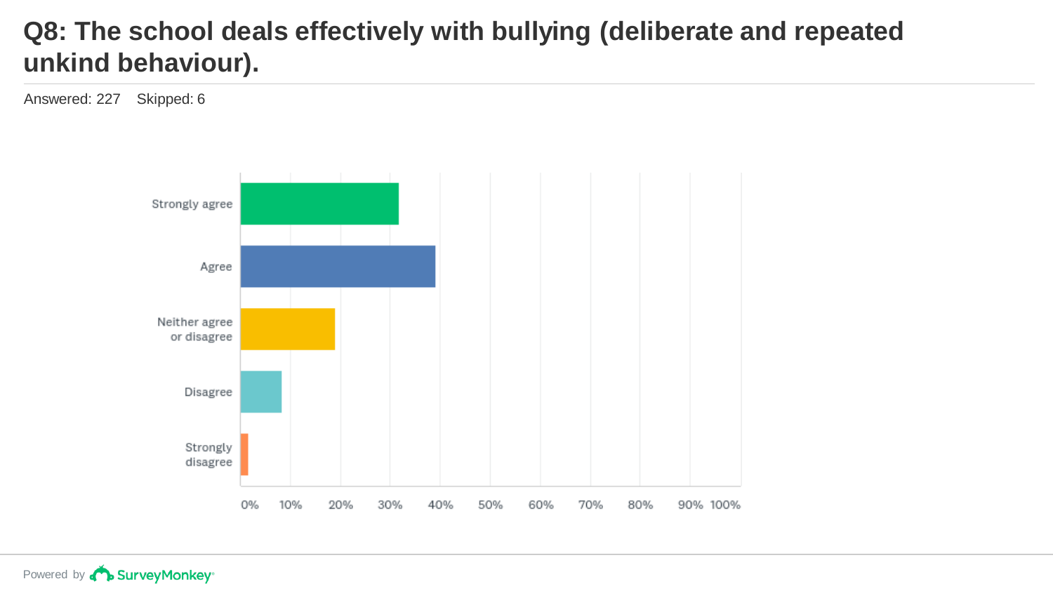# Q8: The school deals effectively with bullying (deliberate and repeated unkind behaviour).

Answered: 227 Skipped: 6

Strongly agree

Agree

Neither agree or disagree

Disagree

Strongly disagree

0% 10% 20% 30% 40% 50% 60% 70% 80% 90% 100%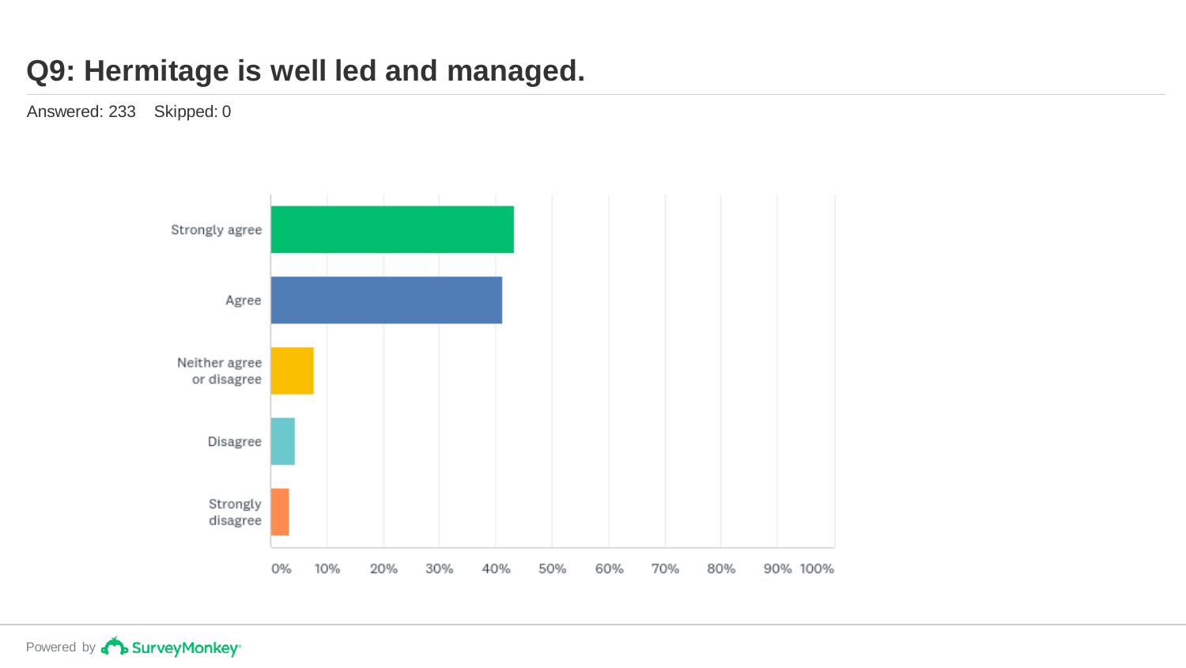# Q9: Hermitage is well led and managed.

Answered: 233    Skipped: 0

Strongly agree

Agree

Neither agree or disagree

Disagree

Strongly disagree

0% 10% 20% 30% 40% 50% 60% 70% 80% 90% 100%

Powered by SurveyMonkey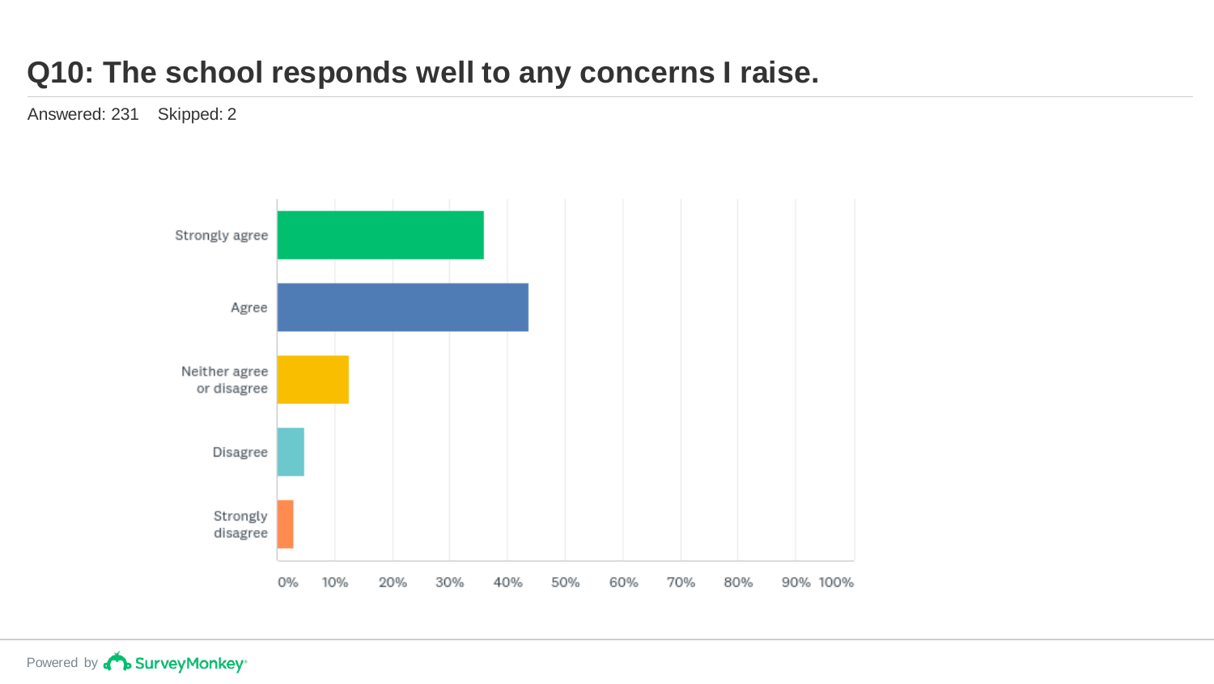# Q10: The school responds well to any concerns I raise.

Answered: 231 Skipped: 2

Strongly agree

Agree

Neither agree or disagree

Disagree

Strongly disagree

0% 10% 20% 30% 40% 50% 60% 70% 80% 90% 100%

Powered by SurveyMonkey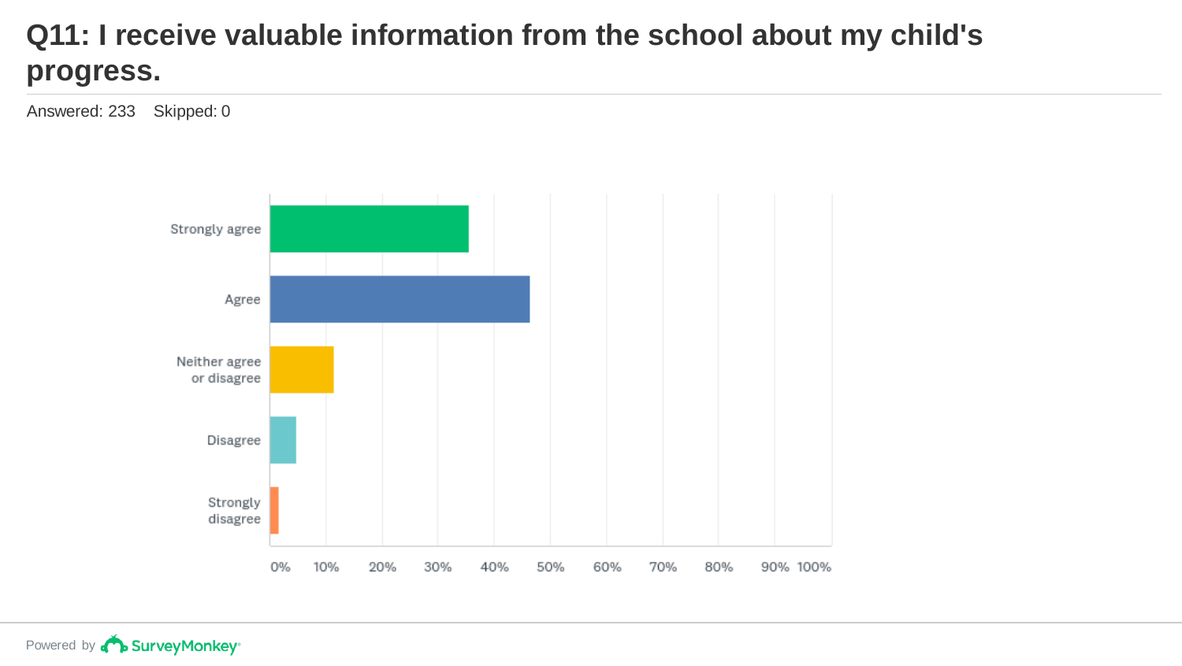# Q11: I receive valuable information from the school about my child's progress.

Answered: 233 Skipped: 0

Strongly agree

Agree

Neither agree or disagree

Disagree

Strongly disagree

0% 10% 20% 30% 40% 50% 60% 70% 80% 90% 100%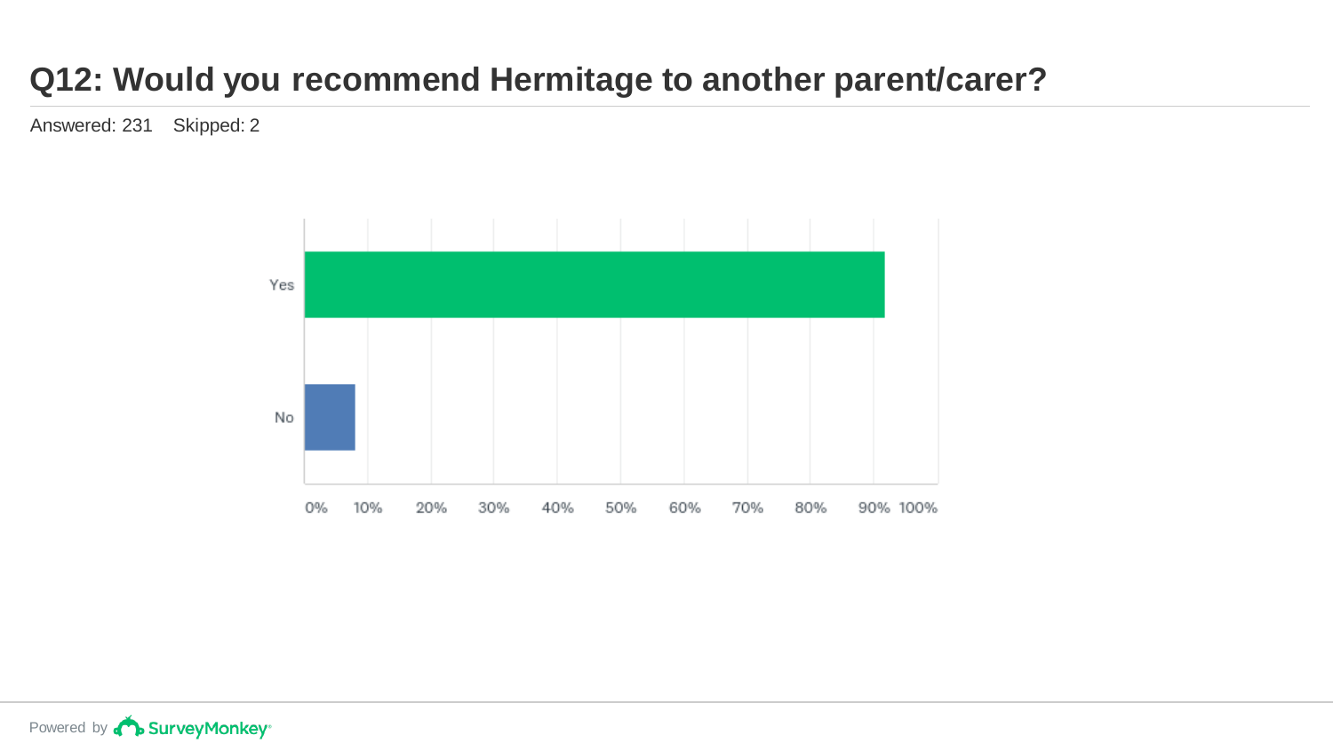# Q12: Would you recommend Hermitage to another parent/carer?

Answered: 231 Skipped: 2

Yes

No

0% 10% 20% 30% 40% 50% 60% 70% 80% 90% 100%

Powered by SurveyMonkey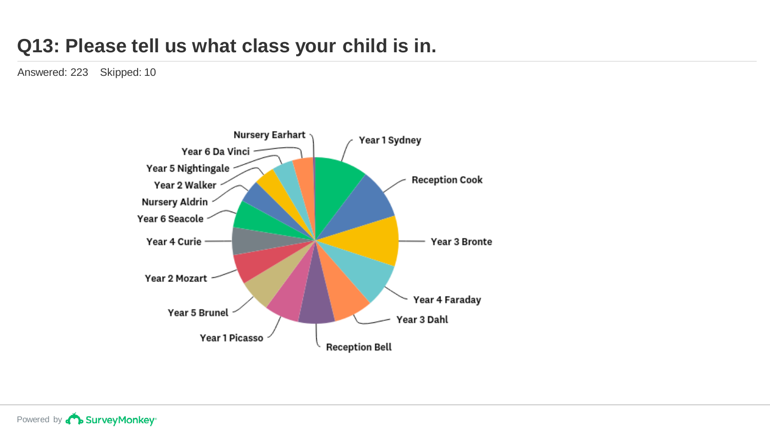# Q13: Please tell us what class your child is in.

Answered: 223    Skipped: 10

Nursery Earhart

Year 6 Da Vinci

Year 5 Nightingale

Year 2 Walker

Nursery Aldrin

Year 6 Seacole

Year 4 Curie

Year 2 Mozart

Year 5 Brunel

Year 1 Picasso

Year 1 Sydney

Reception Cook

Year 3 Bronte

Year 4 Faraday

Year 3 Dahl

Reception Bell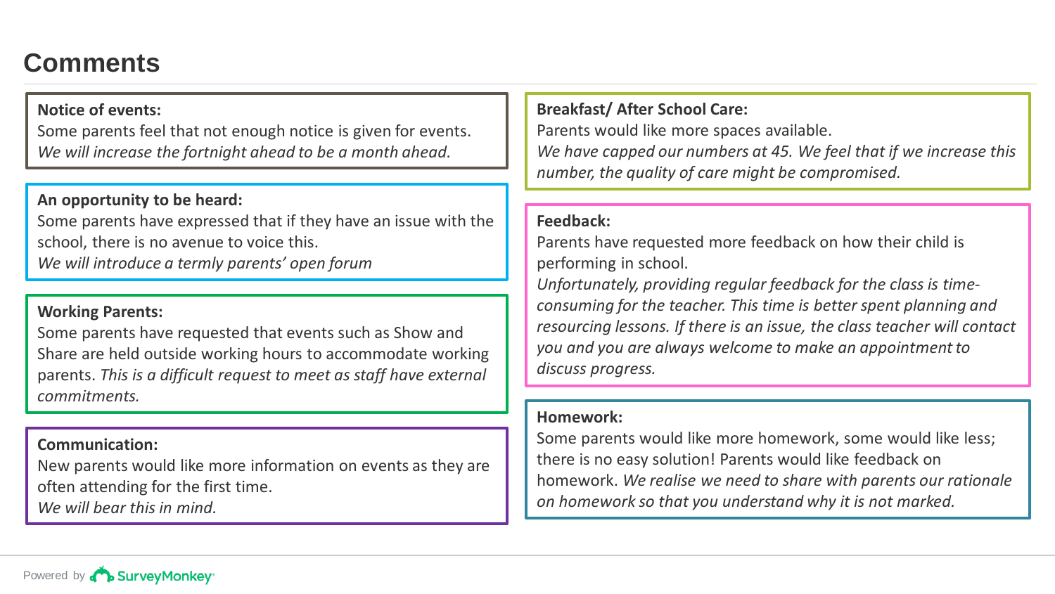# Comments

**Notice of events:**
Some parents feel that not enough notice is given for events.
*We will increase the fortnight ahead to be a month ahead.*

**An opportunity to be heard:**
Some parents have expressed that if they have an issue with the school, there is no avenue to voice this.
*We will introduce a termly parents' open forum*

**Working Parents:**
Some parents have requested that events such as Show and Share are held outside working hours to accommodate working parents. *This is a difficult request to meet as staff have external commitments.*

**Communication:**
New parents would like more information on events as they are often attending for the first time.
*We will bear this in mind.*

**Breakfast/ After School Care:**
Parents would like more spaces available.
*We have capped our numbers at 45. We feel that if we increase this number, the quality of care might be compromised.*

**Feedback:**
Parents have requested more feedback on how their child is performing in school.
*Unfortunately, providing regular feedback for the class is time-consuming for the teacher. This time is better spent planning and resourcing lessons. If there is an issue, the class teacher will contact you and you are always welcome to make an appointment to discuss progress.*

**Homework:**
Some parents would like more homework, some would like less; there is no easy solution! Parents would like feedback on homework. *We realise we need to share with parents our rationale on homework so that you understand why it is not marked.*

Powered by SurveyMonkey